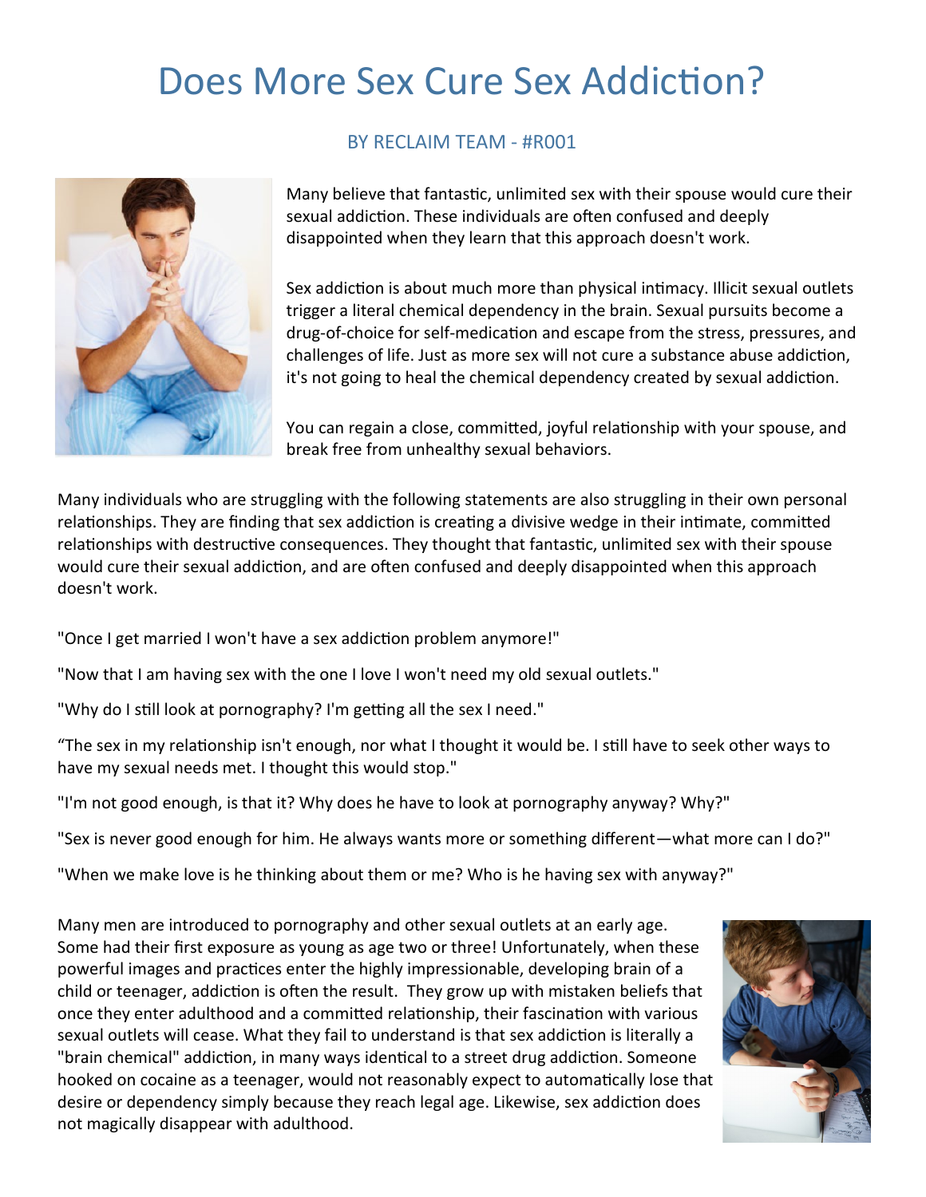# Does More Sex Cure Sex Addiction?

BY RECLAIM TEAM - #R001

Many believe that fantastic, unlimited sex with their spouse would cure their sexual addiction. These individuals are often confused and deeply disappointed when they learn that this approach doesn't work.

Sex addiction is about much more than physical intimacy. Illicit sexual outlets trigger a literal chemical dependency in the brain. Sexual pursuits become a drug-of-choice for self-medication and escape from the stress, pressures, and challenges of life. Just as more sex will not cure a substance abuse addiction, it's not going to heal the chemical dependency created by sexual addiction.

You can regain a close, committed, joyful relationship with your spouse, and break free from unhealthy sexual behaviors.

Many individuals who are struggling with the following statements are also struggling in their own personal relationships. They are finding that sex addiction is creating a divisive wedge in their intimate, committed relationships with destructive consequences. They thought that fantastic, unlimited sex with their spouse would cure their sexual addiction, and are often confused and deeply disappointed when this approach doesn't work.

"Once I get married I won't have a sex addiction problem anymore!"

"Now that I am having sex with the one I love I won't need my old sexual outlets."

"Why do I still look at pornography? I'm getting all the sex I need."

“The sex in my relationship isn't enough, nor what I thought it would be. I still have to seek other ways to have my sexual needs met. I thought this would stop."

"I'm not good enough, is that it? Why does he have to look at pornography anyway? Why?"

"Sex is never good enough for him. He always wants more or something different—what more can I do?"

"When we make love is he thinking about them or me? Who is he having sex with anyway?"

Many men are introduced to pornography and other sexual outlets at an early age. Some had their first exposure as young as age two or three! Unfortunately, when these powerful images and practices enter the highly impressionable, developing brain of a child or teenager, addiction is often the result. They grow up with mistaken beliefs that once they enter adulthood and a committed relationship, their fascination with various sexual outlets will cease. What they fail to understand is that sex addiction is literally a "brain chemical" addiction, in many ways identical to a street drug addiction. Someone hooked on cocaine as a teenager, would not reasonably expect to automatically lose that desire or dependency simply because they reach legal age. Likewise, sex addiction does not magically disappear with adulthood.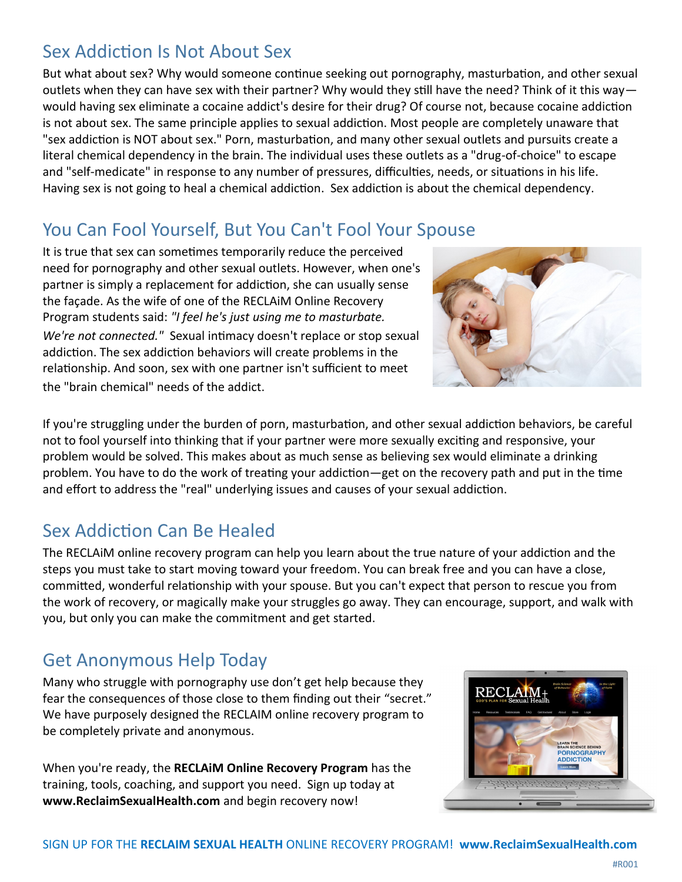## Sex Addiction Is Not About Sex

But what about sex? Why would someone continue seeking out pornography, masturbation, and other sexual outlets when they can have sex with their partner? Why would they still have the need? Think of it this way—would having sex eliminate a cocaine addict's desire for their drug? Of course not, because cocaine addiction is not about sex. The same principle applies to sexual addiction. Most people are completely unaware that "sex addiction is NOT about sex." Porn, masturbation, and many other sexual outlets and pursuits create a literal chemical dependency in the brain. The individual uses these outlets as a "drug-of-choice" to escape and "self-medicate" in response to any number of pressures, difficulties, needs, or situations in his life. Having sex is not going to heal a chemical addiction. Sex addiction is about the chemical dependency.

## You Can Fool Yourself, But You Can't Fool Your Spouse

It is true that sex can sometimes temporarily reduce the perceived need for pornography and other sexual outlets. However, when one's partner is simply a replacement for addiction, she can usually sense the façade. As the wife of one of the RECLAiM Online Recovery Program students said: *"I feel he's just using me to masturbate. We're not connected."* Sexual intimacy doesn't replace or stop sexual addiction. The sex addiction behaviors will create problems in the relationship. And soon, sex with one partner isn't sufficient to meet the "brain chemical" needs of the addict.

If you're struggling under the burden of porn, masturbation, and other sexual addiction behaviors, be careful not to fool yourself into thinking that if your partner were more sexually exciting and responsive, your problem would be solved. This makes about as much sense as believing sex would eliminate a drinking problem. You have to do the work of treating your addiction—get on the recovery path and put in the time and effort to address the "real" underlying issues and causes of your sexual addiction.

## Sex Addiction Can Be Healed

The RECLAiM online recovery program can help you learn about the true nature of your addiction and the steps you must take to start moving toward your freedom. You can break free and you can have a close, committed, wonderful relationship with your spouse. But you can't expect that person to rescue you from the work of recovery, or magically make your struggles go away. They can encourage, support, and walk with you, but only you can make the commitment and get started.

## Get Anonymous Help Today

Many who struggle with pornography use don't get help because they fear the consequences of those close to them finding out their "secret." We have purposely designed the RECLAIM online recovery program to be completely private and anonymous.

When you're ready, the **RECLAiM Online Recovery Program** has the training, tools, coaching, and support you need. Sign up today at **www.ReclaimSexualHealth.com** and begin recovery now!

SIGN UP FOR THE **RECLAIM SEXUAL HEALTH** ONLINE RECOVERY PROGRAM! **www.ReclaimSexualHealth.com**

#R001